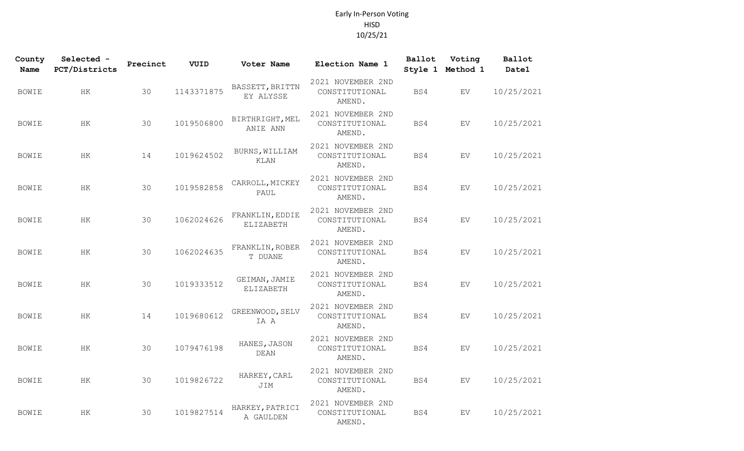Early In-Person Voting
HISD
10/25/21

| County Name | Selected - PCT/Districts | Precinct | VUID | Voter Name | Election Name 1 | Ballot Style 1 | Voting Method 1 | Ballot Date1 |
|---|---|---|---|---|---|---|---|---|
| BOWIE | HK | 30 | 1143371875 | BASSETT, BRITTNEY ALYSSE | 2021 NOVEMBER 2ND CONSTITUTIONAL AMEND. | BS4 | EV | 10/25/2021 |
| BOWIE | HK | 30 | 1019506800 | BIRTHRIGHT, MELANIE ANN | 2021 NOVEMBER 2ND CONSTITUTIONAL AMEND. | BS4 | EV | 10/25/2021 |
| BOWIE | HK | 14 | 1019624502 | BURNS, WILLIAM KLAN | 2021 NOVEMBER 2ND CONSTITUTIONAL AMEND. | BS4 | EV | 10/25/2021 |
| BOWIE | HK | 30 | 1019582858 | CARROLL, MICKEY PAUL | 2021 NOVEMBER 2ND CONSTITUTIONAL AMEND. | BS4 | EV | 10/25/2021 |
| BOWIE | HK | 30 | 1062024626 | FRANKLIN, EDDIE ELIZABETH | 2021 NOVEMBER 2ND CONSTITUTIONAL AMEND. | BS4 | EV | 10/25/2021 |
| BOWIE | HK | 30 | 1062024635 | FRANKLIN, ROBERT DUANE | 2021 NOVEMBER 2ND CONSTITUTIONAL AMEND. | BS4 | EV | 10/25/2021 |
| BOWIE | HK | 30 | 1019333512 | GEIMAN, JAMIE ELIZABETH | 2021 NOVEMBER 2ND CONSTITUTIONAL AMEND. | BS4 | EV | 10/25/2021 |
| BOWIE | HK | 14 | 1019680612 | GREENWOOD, SELVIA A | 2021 NOVEMBER 2ND CONSTITUTIONAL AMEND. | BS4 | EV | 10/25/2021 |
| BOWIE | HK | 30 | 1079476198 | HANES, JASON DEAN | 2021 NOVEMBER 2ND CONSTITUTIONAL AMEND. | BS4 | EV | 10/25/2021 |
| BOWIE | HK | 30 | 1019826722 | HARKEY, CARL JIM | 2021 NOVEMBER 2ND CONSTITUTIONAL AMEND. | BS4 | EV | 10/25/2021 |
| BOWIE | HK | 30 | 1019827514 | HARKEY, PATRICIA GAULDEN | 2021 NOVEMBER 2ND CONSTITUTIONAL AMEND. | BS4 | EV | 10/25/2021 |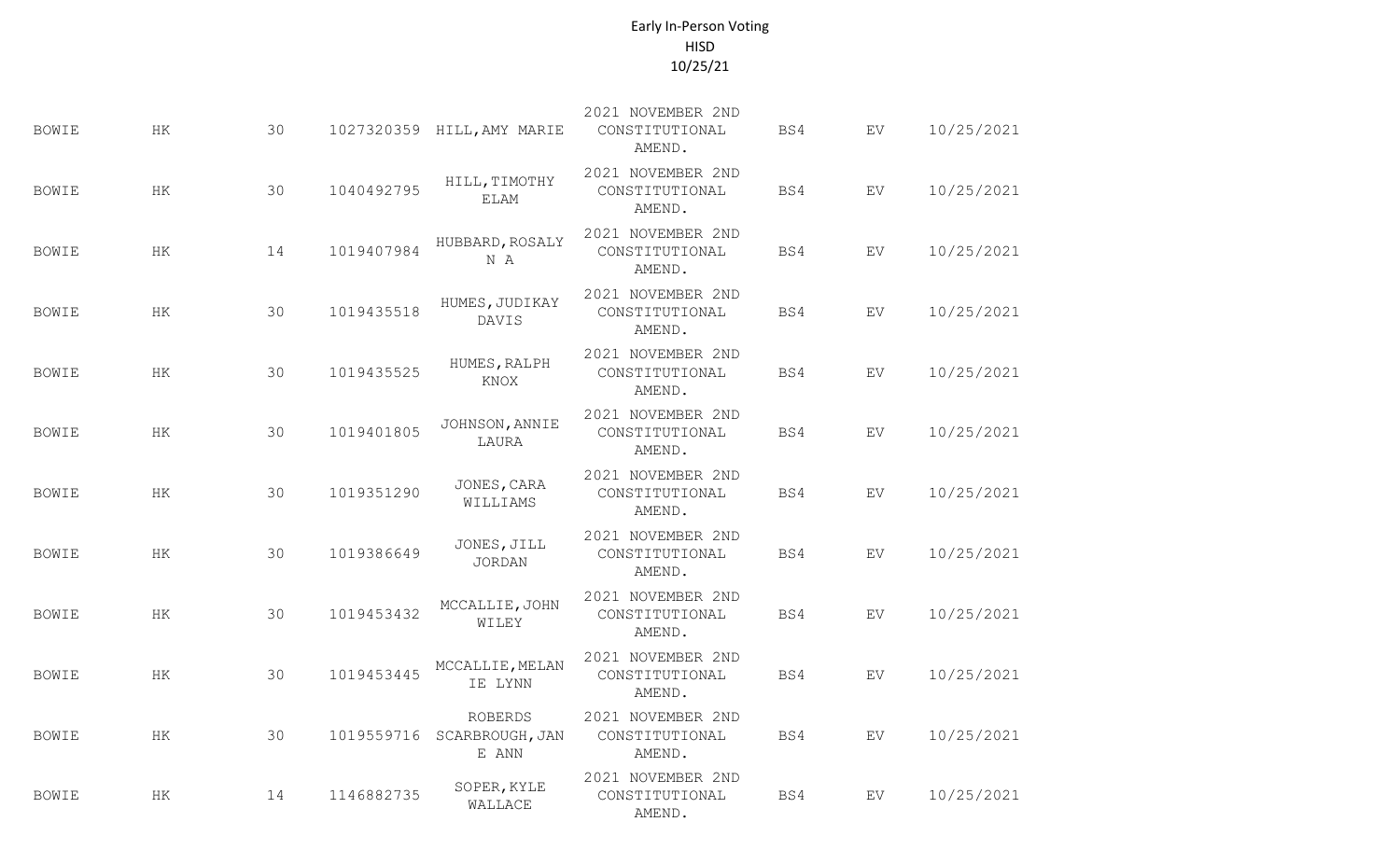Early In-Person Voting
HISD
10/25/21

| | | | | | | | | |
|---|---|---|---|---|---|---|---|---|
| BOWIE | HK | 30 | 1027320359 | HILL,AMY MARIE | 2021 NOVEMBER 2ND CONSTITUTIONAL AMEND. | BS4 | EV | 10/25/2021 |
| BOWIE | HK | 30 | 1040492795 | HILL,TIMOTHY ELAM | 2021 NOVEMBER 2ND CONSTITUTIONAL AMEND. | BS4 | EV | 10/25/2021 |
| BOWIE | HK | 14 | 1019407984 | HUBBARD,ROSALYN A | 2021 NOVEMBER 2ND CONSTITUTIONAL AMEND. | BS4 | EV | 10/25/2021 |
| BOWIE | HK | 30 | 1019435518 | HUMES,JUDIKAY DAVIS | 2021 NOVEMBER 2ND CONSTITUTIONAL AMEND. | BS4 | EV | 10/25/2021 |
| BOWIE | HK | 30 | 1019435525 | HUMES,RALPH KNOX | 2021 NOVEMBER 2ND CONSTITUTIONAL AMEND. | BS4 | EV | 10/25/2021 |
| BOWIE | HK | 30 | 1019401805 | JOHNSON,ANNIE LAURA | 2021 NOVEMBER 2ND CONSTITUTIONAL AMEND. | BS4 | EV | 10/25/2021 |
| BOWIE | HK | 30 | 1019351290 | JONES,CARA WILLIAMS | 2021 NOVEMBER 2ND CONSTITUTIONAL AMEND. | BS4 | EV | 10/25/2021 |
| BOWIE | HK | 30 | 1019386649 | JONES,JILL JORDAN | 2021 NOVEMBER 2ND CONSTITUTIONAL AMEND. | BS4 | EV | 10/25/2021 |
| BOWIE | HK | 30 | 1019453432 | MCCALLIE,JOHN WILEY | 2021 NOVEMBER 2ND CONSTITUTIONAL AMEND. | BS4 | EV | 10/25/2021 |
| BOWIE | HK | 30 | 1019453445 | MCCALLIE,MELANIE LYNN | 2021 NOVEMBER 2ND CONSTITUTIONAL AMEND. | BS4 | EV | 10/25/2021 |
| BOWIE | HK | 30 | 1019559716 | ROBERDS SCARBROUGH,JANE ANN | 2021 NOVEMBER 2ND CONSTITUTIONAL AMEND. | BS4 | EV | 10/25/2021 |
| BOWIE | HK | 14 | 1146882735 | SOPER,KYLE WALLACE | 2021 NOVEMBER 2ND CONSTITUTIONAL AMEND. | BS4 | EV | 10/25/2021 |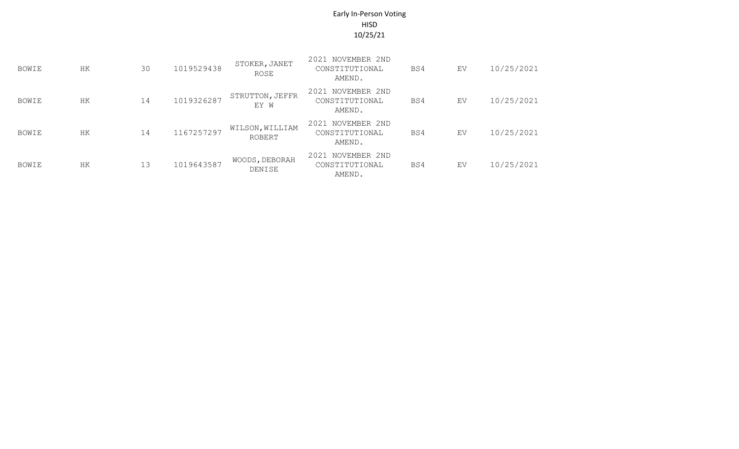Early In-Person Voting
HISD
10/25/21

| | | | | | | | | |
|---|---|---|---|---|---|---|---|---|
| BOWIE | HK | 30 | 1019529438 | STOKER, JANET ROSE | 2021 NOVEMBER 2ND CONSTITUTIONAL AMEND. | BS4 | EV | 10/25/2021 |
| BOWIE | HK | 14 | 1019326287 | STRUTTON, JEFFREY W | 2021 NOVEMBER 2ND CONSTITUTIONAL AMEND. | BS4 | EV | 10/25/2021 |
| BOWIE | HK | 14 | 1167257297 | WILSON, WILLIAM ROBERT | 2021 NOVEMBER 2ND CONSTITUTIONAL AMEND. | BS4 | EV | 10/25/2021 |
| BOWIE | HK | 13 | 1019643587 | WOODS, DEBORAH DENISE | 2021 NOVEMBER 2ND CONSTITUTIONAL AMEND. | BS4 | EV | 10/25/2021 |